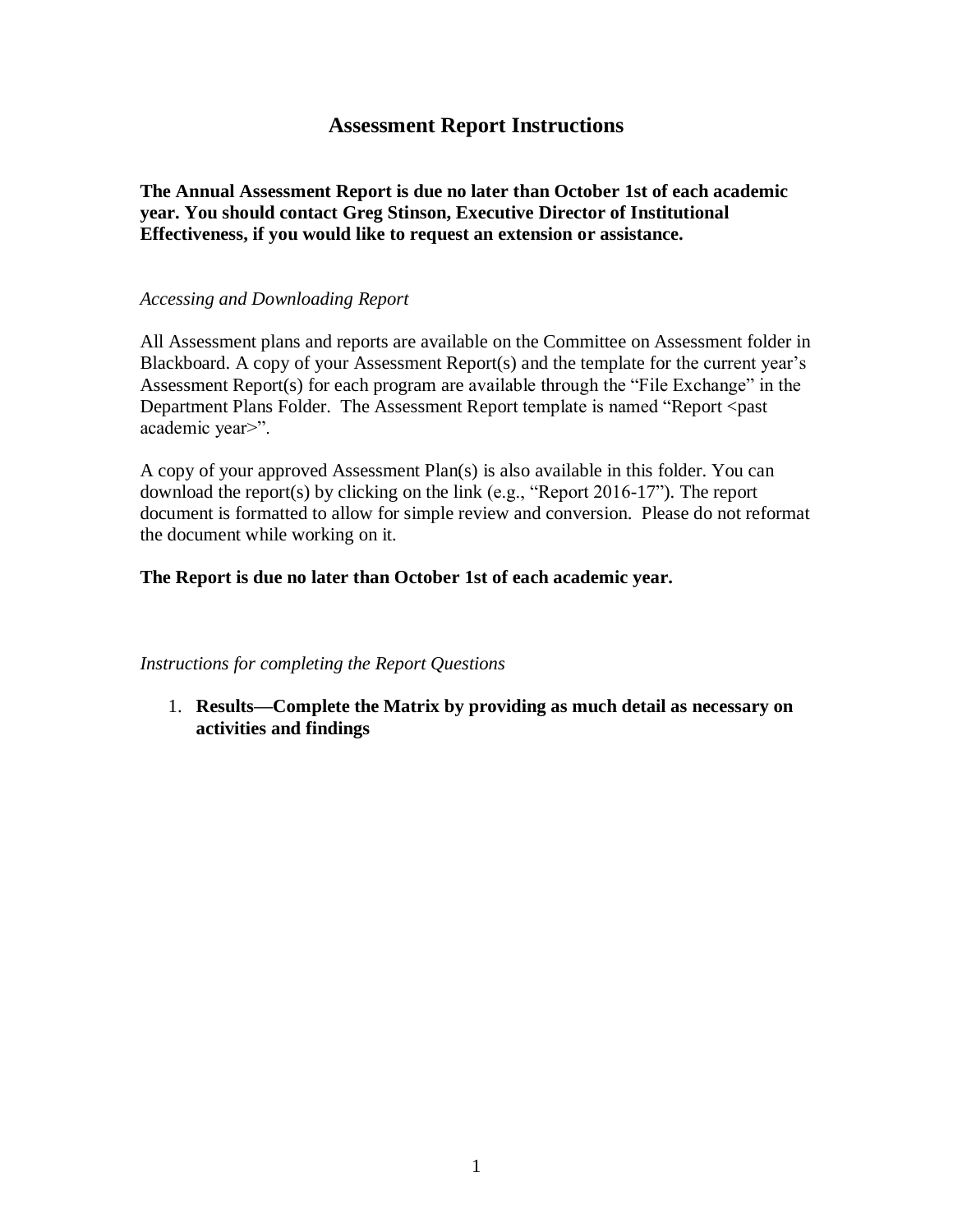# Assessment Report Instructions

**The Annual Assessment Report is due no later than October 1st of each academic year. You should contact Greg Stinson, Executive Director of Institutional Effectiveness, if you would like to request an extension or assistance.**

*Accessing and Downloading Report*

All Assessment plans and reports are available on the Committee on Assessment folder in Blackboard. A copy of your Assessment Report(s) and the template for the current year's Assessment Report(s) for each program are available through the "File Exchange" in the Department Plans Folder. The Assessment Report template is named "Report <past academic year>".

A copy of your approved Assessment Plan(s) is also available in this folder. You can download the report(s) by clicking on the link (e.g., "Report 2016-17"). The report document is formatted to allow for simple review and conversion. Please do not reformat the document while working on it.

**The Report is due no later than October 1st of each academic year.**

*Instructions for completing the Report Questions*

1. **Results—Complete the Matrix by providing as much detail as necessary on activities and findings**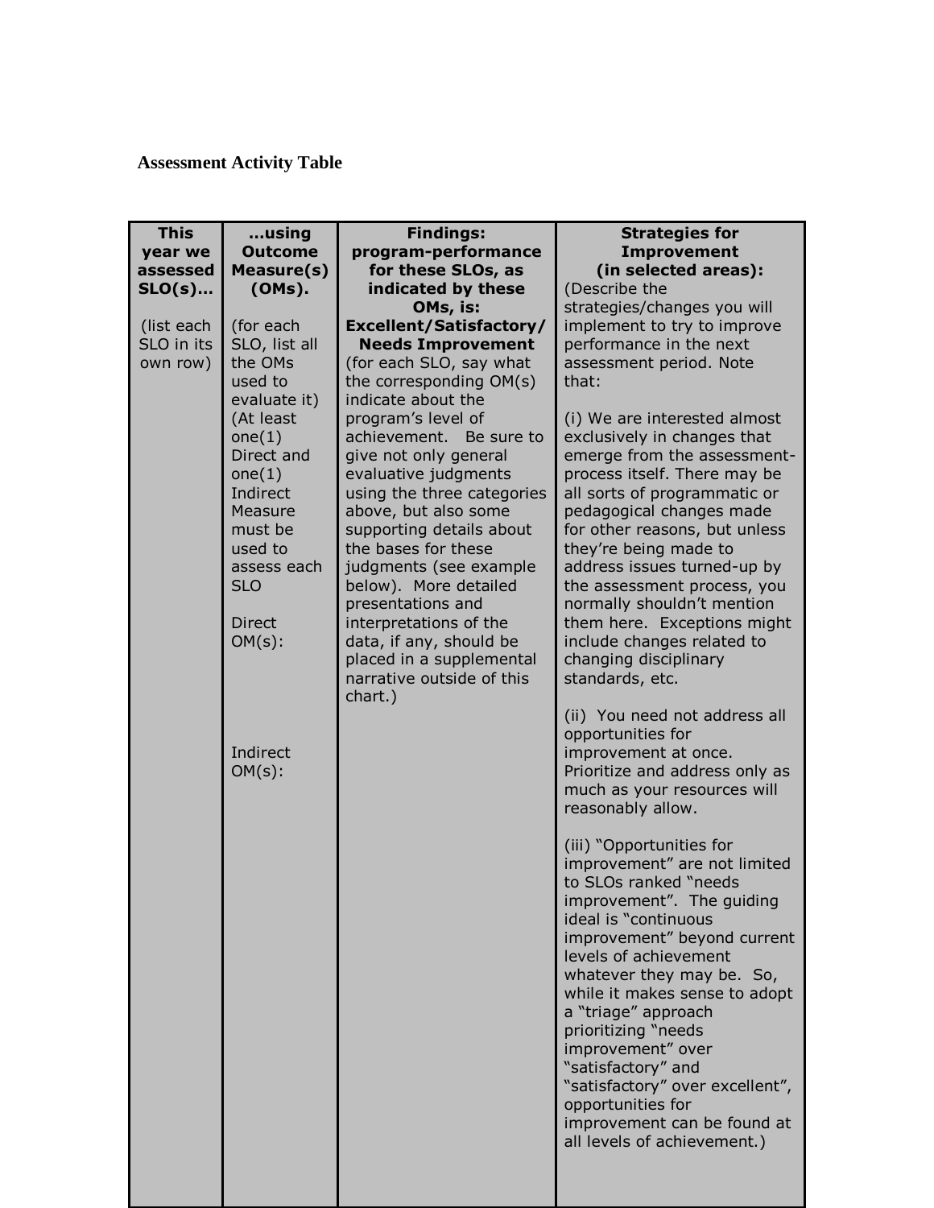**Assessment Activity Table**

| **This year we assessed SLO(s)…** (list each SLO in its own row) | **…using Outcome Measure(s) (OMs).** (for each SLO, list all the OMs used to evaluate it) (At least one(1) Direct and one(1) Indirect Measure must be used to assess each SLO Direct OM(s): Indirect OM(s): | **Findings: program-performance for these SLOs, as indicated by these OMs, is: Excellent/Satisfactory/ Needs Improvement** (for each SLO, say what the corresponding OM(s) indicate about the program's level of achievement. Be sure to give not only general evaluative judgments using the three categories above, but also some supporting details about the bases for these judgments (see example below). More detailed presentations and interpretations of the data, if any, should be placed in a supplemental narrative outside of this chart.) | **Strategies for Improvement (in selected areas):** (Describe the strategies/changes you will implement to try to improve performance in the next assessment period. Note that: (i) We are interested almost exclusively in changes that emerge from the assessment-process itself. There may be all sorts of programmatic or pedagogical changes made for other reasons, but unless they're being made to address issues turned-up by the assessment process, you normally shouldn't mention them here. Exceptions might include changes related to changing disciplinary standards, etc. (ii) You need not address all opportunities for improvement at once. Prioritize and address only as much as your resources will reasonably allow. (iii) "Opportunities for improvement" are not limited to SLOs ranked "needs improvement". The guiding ideal is "continuous improvement" beyond current levels of achievement whatever they may be. So, while it makes sense to adopt a "triage" approach prioritizing "needs improvement" over "satisfactory" and "satisfactory" over excellent", opportunities for improvement can be found at all levels of achievement.) |
|---|---|---|---|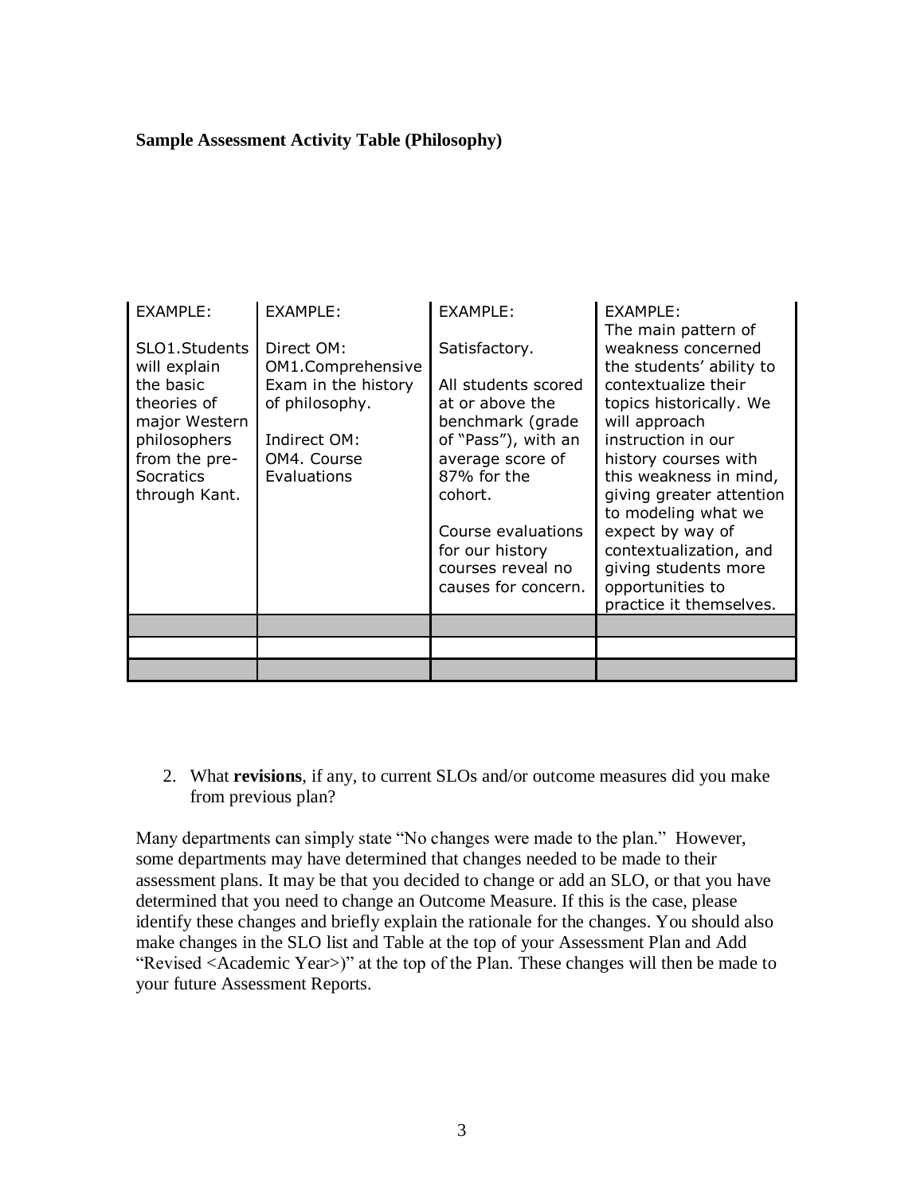**Sample Assessment Activity Table (Philosophy)**

| EXAMPLE:<br><br>SLO1.Students will explain the basic theories of major Western philosophers from the pre-Socratics through Kant. | EXAMPLE:<br><br>Direct OM:<br>OM1.Comprehensive Exam in the history of philosophy.<br><br>Indirect OM:<br>OM4. Course Evaluations | EXAMPLE:<br><br>Satisfactory.<br><br>All students scored at or above the benchmark (grade of "Pass"), with an average score of 87% for the cohort.<br><br>Course evaluations for our history courses reveal no causes for concern. | EXAMPLE:<br>The main pattern of weakness concerned the students' ability to contextualize their topics historically. We will approach instruction in our history courses with this weakness in mind, giving greater attention to modeling what we expect by way of contextualization, and giving students more opportunities to practice it themselves. |
|---|---|---|---|
| | | | |
| | | | |
| | | | |

2. What **revisions**, if any, to current SLOs and/or outcome measures did you make from previous plan?

Many departments can simply state "No changes were made to the plan." However, some departments may have determined that changes needed to be made to their assessment plans. It may be that you decided to change or add an SLO, or that you have determined that you need to change an Outcome Measure. If this is the case, please identify these changes and briefly explain the rationale for the changes. You should also make changes in the SLO list and Table at the top of your Assessment Plan and Add "Revised <Academic Year>)" at the top of the Plan. These changes will then be made to your future Assessment Reports.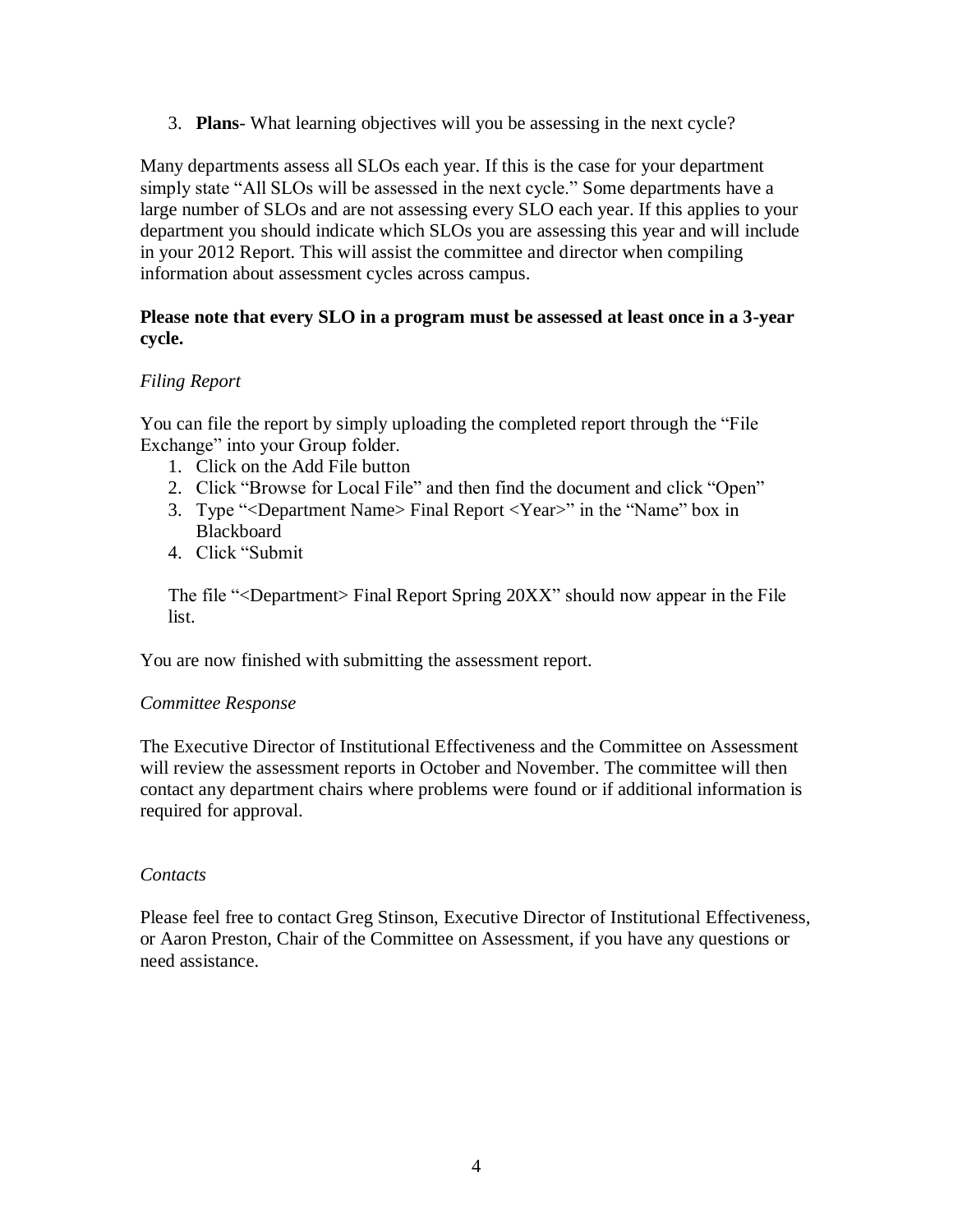3. **Plans**- What learning objectives will you be assessing in the next cycle?

Many departments assess all SLOs each year. If this is the case for your department simply state "All SLOs will be assessed in the next cycle." Some departments have a large number of SLOs and are not assessing every SLO each year. If this applies to your department you should indicate which SLOs you are assessing this year and will include in your 2012 Report. This will assist the committee and director when compiling information about assessment cycles across campus.

**Please note that every SLO in a program must be assessed at least once in a 3-year cycle.**

*Filing Report*

You can file the report by simply uploading the completed report through the "File Exchange" into your Group folder.

1. Click on the Add File button
2. Click "Browse for Local File" and then find the document and click "Open"
3. Type "<Department Name> Final Report <Year>" in the "Name" box in Blackboard
4. Click "Submit

The file "<Department> Final Report Spring 20XX" should now appear in the File list.

You are now finished with submitting the assessment report.

*Committee Response*

The Executive Director of Institutional Effectiveness and the Committee on Assessment will review the assessment reports in October and November. The committee will then contact any department chairs where problems were found or if additional information is required for approval.

*Contacts*

Please feel free to contact Greg Stinson, Executive Director of Institutional Effectiveness, or Aaron Preston, Chair of the Committee on Assessment, if you have any questions or need assistance.